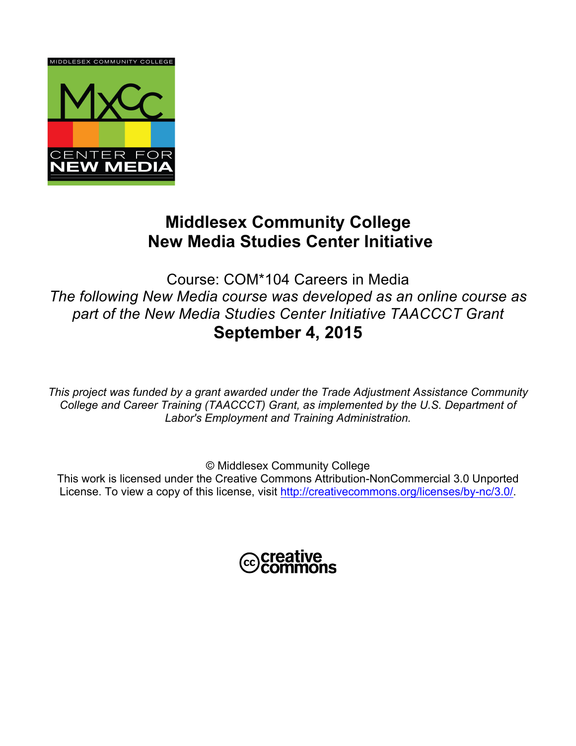# Middlesex Community College
# New Media Studies Center Initiative

Course: COM*104 Careers in Media

*The following New Media course was developed as an online course as part of the New Media Studies Center Initiative TAACCCT Grant*

**September 4, 2015**

*This project was funded by a grant awarded under the Trade Adjustment Assistance Community College and Career Training (TAACCCT) Grant, as implemented by the U.S. Department of Labor's Employment and Training Administration.*

© Middlesex Community College

This work is licensed under the Creative Commons Attribution-NonCommercial 3.0 Unported License. To view a copy of this license, visit http://creativecommons.org/licenses/by-nc/3.0/.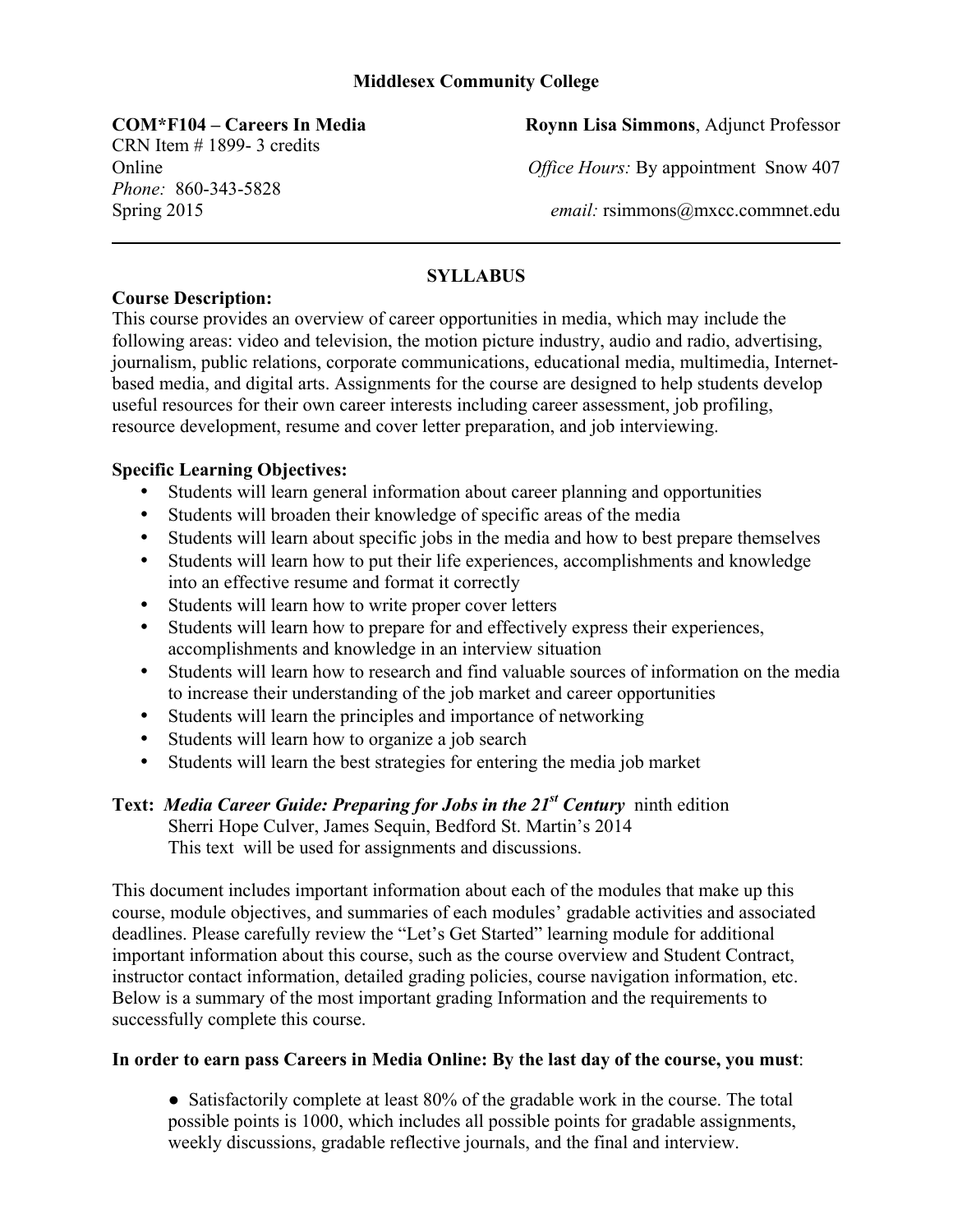**Middlesex Community College**

**COM*F104 – Careers In Media**
CRN Item # 1899- 3 credits
Online
*Phone:* 860-343-5828
Spring 2015

**Roynn Lisa Simmons**, Adjunct Professor
*Office Hours:* By appointment Snow 407
*email:* rsimmons@mxcc.commnet.edu

---

## SYLLABUS

**Course Description:**
This course provides an overview of career opportunities in media, which may include the following areas: video and television, the motion picture industry, audio and radio, advertising, journalism, public relations, corporate communications, educational media, multimedia, Internet-based media, and digital arts. Assignments for the course are designed to help students develop useful resources for their own career interests including career assessment, job profiling, resource development, resume and cover letter preparation, and job interviewing.

**Specific Learning Objectives:**

- Students will learn general information about career planning and opportunities
- Students will broaden their knowledge of specific areas of the media
- Students will learn about specific jobs in the media and how to best prepare themselves
- Students will learn how to put their life experiences, accomplishments and knowledge into an effective resume and format it correctly
- Students will learn how to write proper cover letters
- Students will learn how to prepare for and effectively express their experiences, accomplishments and knowledge in an interview situation
- Students will learn how to research and find valuable sources of information on the media to increase their understanding of the job market and career opportunities
- Students will learn the principles and importance of networking
- Students will learn how to organize a job search
- Students will learn the best strategies for entering the media job market

**Text:** ***Media Career Guide: Preparing for Jobs in the 21st Century*** ninth edition
Sherri Hope Culver, James Sequin, Bedford St. Martin's 2014
This text will be used for assignments and discussions.

This document includes important information about each of the modules that make up this course, module objectives, and summaries of each modules' gradable activities and associated deadlines. Please carefully review the "Let's Get Started" learning module for additional important information about this course, such as the course overview and Student Contract, instructor contact information, detailed grading policies, course navigation information, etc. Below is a summary of the most important grading Information and the requirements to successfully complete this course.

**In order to earn pass Careers in Media Online: By the last day of the course, you must**:

● Satisfactorily complete at least 80% of the gradable work in the course. The total possible points is 1000, which includes all possible points for gradable assignments, weekly discussions, gradable reflective journals, and the final and interview.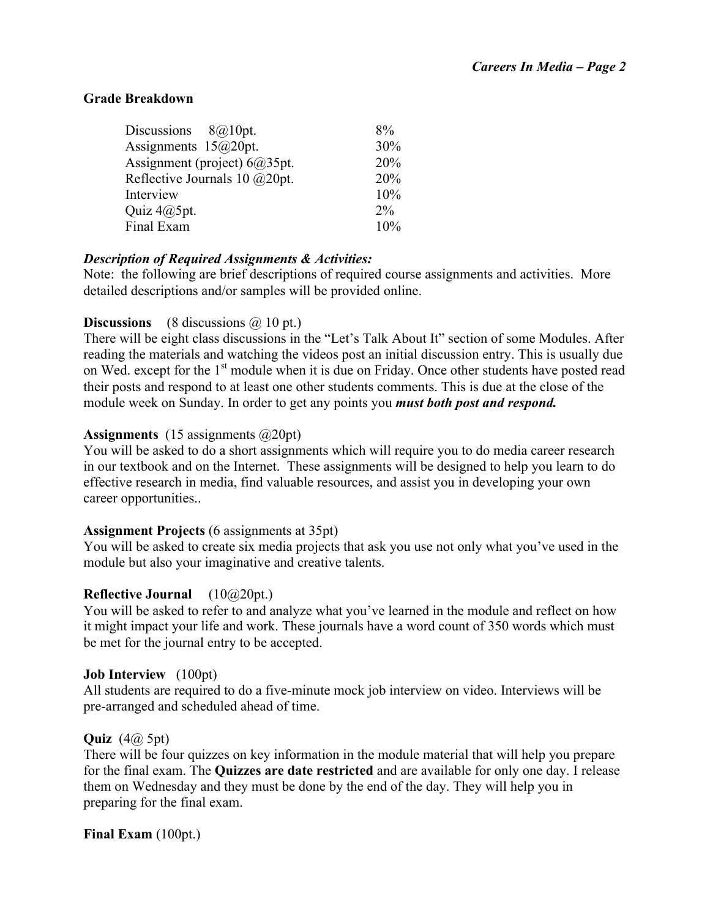## Grade Breakdown

| | |
|---|---|
| Discussions 8@10pt. | 8% |
| Assignments 15@20pt. | 30% |
| Assignment (project) 6@35pt. | 20% |
| Reflective Journals 10 @20pt. | 20% |
| Interview | 10% |
| Quiz 4@5pt. | 2% |
| Final Exam | 10% |

### *Description of Required Assignments & Activities:*

Note: the following are brief descriptions of required course assignments and activities. More detailed descriptions and/or samples will be provided online.

**Discussions** (8 discussions @ 10 pt.)
There will be eight class discussions in the "Let's Talk About It" section of some Modules. After reading the materials and watching the videos post an initial discussion entry. This is usually due on Wed. except for the 1st module when it is due on Friday. Once other students have posted read their posts and respond to at least one other students comments. This is due at the close of the module week on Sunday. In order to get any points you ***must both post and respond.***

**Assignments** (15 assignments @20pt)
You will be asked to do a short assignments which will require you to do media career research in our textbook and on the Internet. These assignments will be designed to help you learn to do effective research in media, find valuable resources, and assist you in developing your own career opportunities..

**Assignment Projects** (6 assignments at 35pt)
You will be asked to create six media projects that ask you use not only what you've used in the module but also your imaginative and creative talents.

**Reflective Journal** (10@20pt.)
You will be asked to refer to and analyze what you've learned in the module and reflect on how it might impact your life and work. These journals have a word count of 350 words which must be met for the journal entry to be accepted.

**Job Interview** (100pt)
All students are required to do a five-minute mock job interview on video. Interviews will be pre-arranged and scheduled ahead of time.

**Quiz** (4@ 5pt)
There will be four quizzes on key information in the module material that will help you prepare for the final exam. The **Quizzes are date restricted** and are available for only one day. I release them on Wednesday and they must be done by the end of the day. They will help you in preparing for the final exam.

**Final Exam** (100pt.)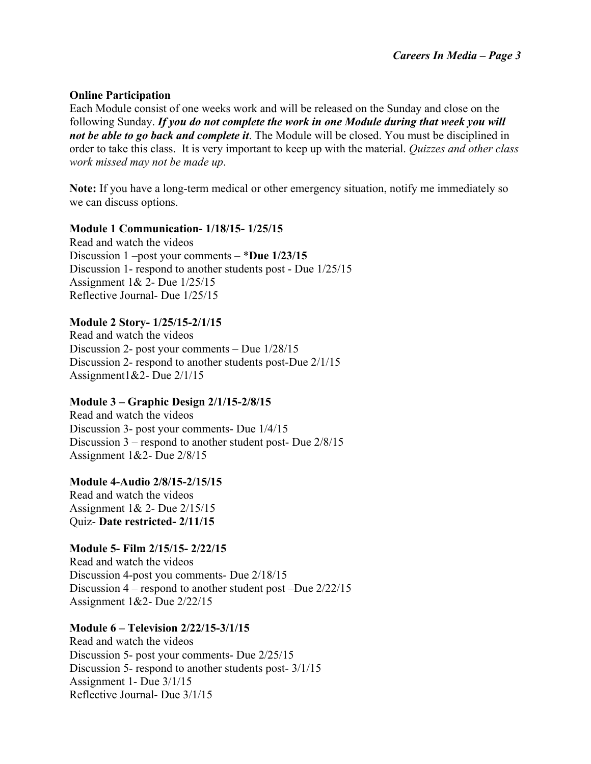**Online Participation**

Each Module consist of one weeks work and will be released on the Sunday and close on the following Sunday. ***If you do not complete the work in one Module during that week you will not be able to go back and complete it***. The Module will be closed. You must be disciplined in order to take this class. It is very important to keep up with the material. *Quizzes and other class work missed may not be made up*.

**Note:** If you have a long-term medical or other emergency situation, notify me immediately so we can discuss options.

**Module 1 Communication- 1/18/15- 1/25/15**

Read and watch the videos
Discussion 1 –post your comments – \***Due 1/23/15**
Discussion 1- respond to another students post - Due 1/25/15
Assignment 1& 2- Due 1/25/15
Reflective Journal- Due 1/25/15

**Module 2 Story- 1/25/15-2/1/15**

Read and watch the videos
Discussion 2- post your comments – Due 1/28/15
Discussion 2- respond to another students post-Due 2/1/15
Assignment1&2- Due 2/1/15

**Module 3 – Graphic Design 2/1/15-2/8/15**

Read and watch the videos
Discussion 3- post your comments- Due 1/4/15
Discussion 3 – respond to another student post- Due 2/8/15
Assignment 1&2- Due 2/8/15

**Module 4-Audio 2/8/15-2/15/15**

Read and watch the videos
Assignment 1& 2- Due 2/15/15
Quiz- **Date restricted- 2/11/15**

**Module 5- Film 2/15/15- 2/22/15**

Read and watch the videos
Discussion 4-post you comments- Due 2/18/15
Discussion 4 – respond to another student post –Due 2/22/15
Assignment 1&2- Due 2/22/15

**Module 6 – Television 2/22/15-3/1/15**

Read and watch the videos
Discussion 5- post your comments- Due 2/25/15
Discussion 5- respond to another students post- 3/1/15
Assignment 1- Due 3/1/15
Reflective Journal- Due 3/1/15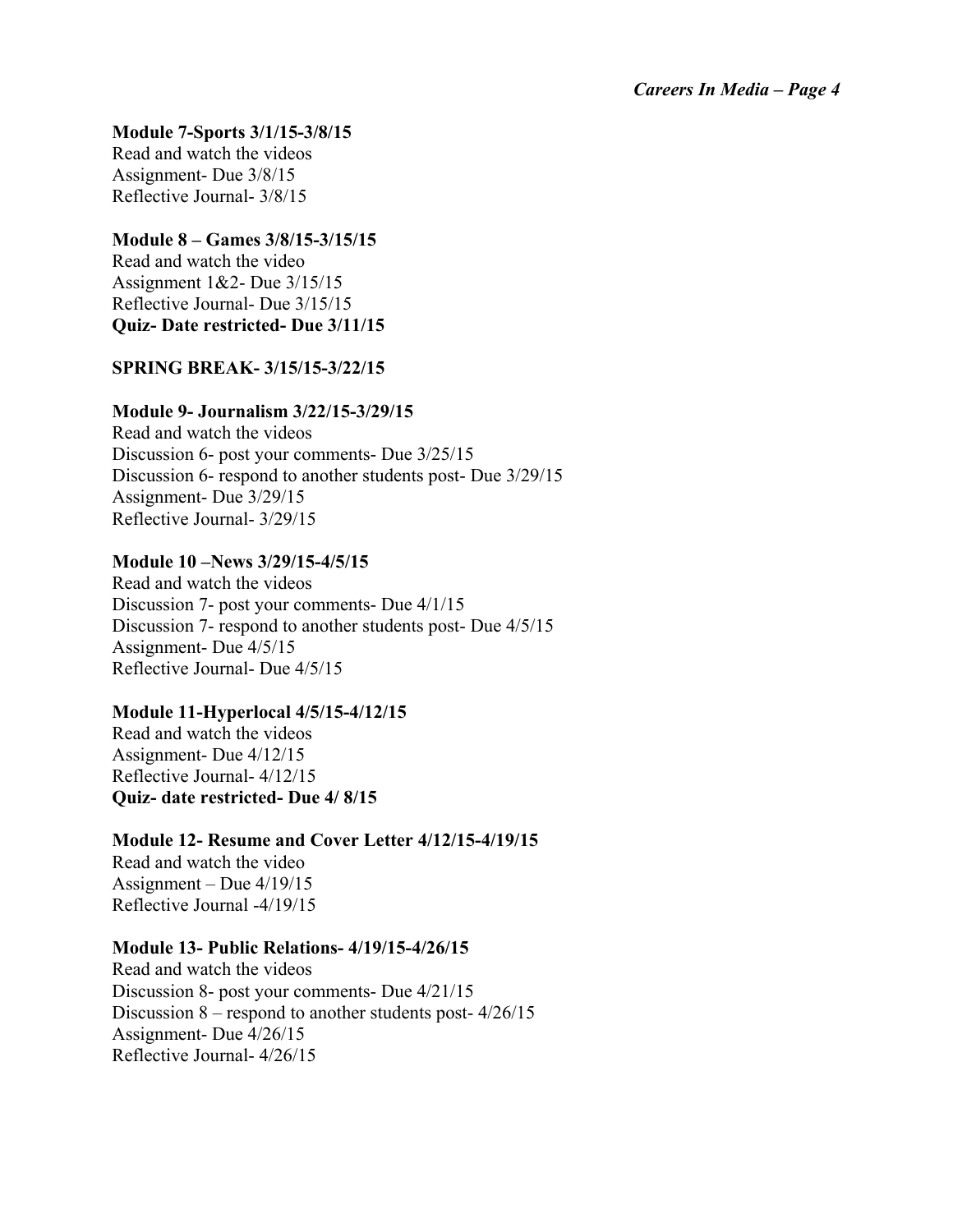**Module 7-Sports 3/1/15-3/8/15**
Read and watch the videos
Assignment- Due 3/8/15
Reflective Journal- 3/8/15

**Module 8 – Games 3/8/15-3/15/15**
Read and watch the video
Assignment 1&2- Due 3/15/15
Reflective Journal- Due 3/15/15
**Quiz- Date restricted- Due 3/11/15**

**SPRING BREAK- 3/15/15-3/22/15**

**Module 9- Journalism 3/22/15-3/29/15**
Read and watch the videos
Discussion 6- post your comments- Due 3/25/15
Discussion 6- respond to another students post- Due 3/29/15
Assignment- Due 3/29/15
Reflective Journal- 3/29/15

**Module 10 –News 3/29/15-4/5/15**
Read and watch the videos
Discussion 7- post your comments- Due 4/1/15
Discussion 7- respond to another students post- Due 4/5/15
Assignment- Due 4/5/15
Reflective Journal- Due 4/5/15

**Module 11-Hyperlocal 4/5/15-4/12/15**
Read and watch the videos
Assignment- Due 4/12/15
Reflective Journal- 4/12/15
**Quiz- date restricted- Due 4/ 8/15**

**Module 12- Resume and Cover Letter 4/12/15-4/19/15**
Read and watch the video
Assignment – Due 4/19/15
Reflective Journal -4/19/15

**Module 13- Public Relations- 4/19/15-4/26/15**
Read and watch the videos
Discussion 8- post your comments- Due 4/21/15
Discussion 8 – respond to another students post- 4/26/15
Assignment- Due 4/26/15
Reflective Journal- 4/26/15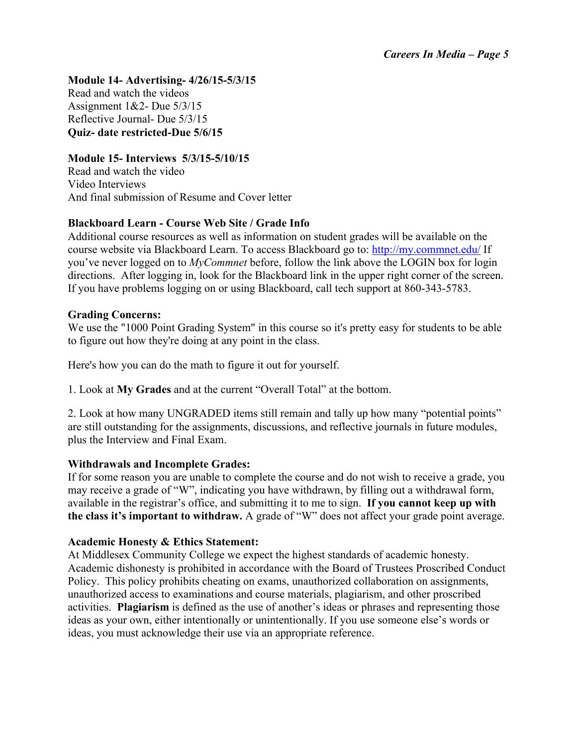**Module 14- Advertising- 4/26/15-5/3/15**
Read and watch the videos
Assignment 1&2- Due 5/3/15
Reflective Journal- Due 5/3/15
**Quiz- date restricted-Due 5/6/15**

**Module 15- Interviews 5/3/15-5/10/15**
Read and watch the video
Video Interviews
And final submission of Resume and Cover letter

**Blackboard Learn - Course Web Site / Grade Info**
Additional course resources as well as information on student grades will be available on the course website via Blackboard Learn. To access Blackboard go to: [http://my.commnet.edu/](http://my.commnet.edu/) If you've never logged on to *MyCommnet* before, follow the link above the LOGIN box for login directions. After logging in, look for the Blackboard link in the upper right corner of the screen. If you have problems logging on or using Blackboard, call tech support at 860-343-5783.

**Grading Concerns:**
We use the "1000 Point Grading System" in this course so it's pretty easy for students to be able to figure out how they're doing at any point in the class.

Here's how you can do the math to figure it out for yourself.

1. Look at **My Grades** and at the current "Overall Total" at the bottom.

2. Look at how many UNGRADED items still remain and tally up how many "potential points" are still outstanding for the assignments, discussions, and reflective journals in future modules, plus the Interview and Final Exam.

**Withdrawals and Incomplete Grades:**
If for some reason you are unable to complete the course and do not wish to receive a grade, you may receive a grade of "W", indicating you have withdrawn, by filling out a withdrawal form, available in the registrar's office, and submitting it to me to sign. **If you cannot keep up with the class it's important to withdraw.** A grade of "W" does not affect your grade point average.

**Academic Honesty & Ethics Statement:**
At Middlesex Community College we expect the highest standards of academic honesty. Academic dishonesty is prohibited in accordance with the Board of Trustees Proscribed Conduct Policy. This policy prohibits cheating on exams, unauthorized collaboration on assignments, unauthorized access to examinations and course materials, plagiarism, and other proscribed activities. **Plagiarism** is defined as the use of another's ideas or phrases and representing those ideas as your own, either intentionally or unintentionally. If you use someone else's words or ideas, you must acknowledge their use via an appropriate reference.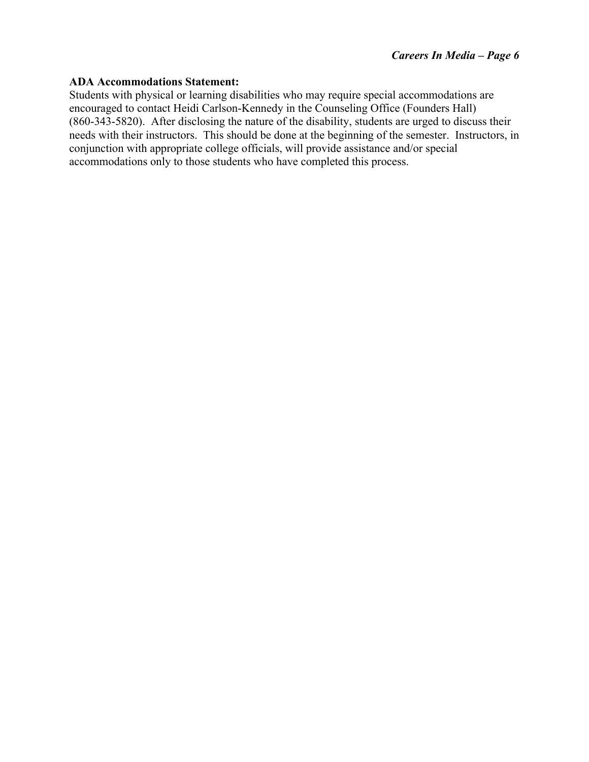**ADA Accommodations Statement:**
Students with physical or learning disabilities who may require special accommodations are encouraged to contact Heidi Carlson-Kennedy in the Counseling Office (Founders Hall) (860-343-5820). After disclosing the nature of the disability, students are urged to discuss their needs with their instructors. This should be done at the beginning of the semester. Instructors, in conjunction with appropriate college officials, will provide assistance and/or special accommodations only to those students who have completed this process.